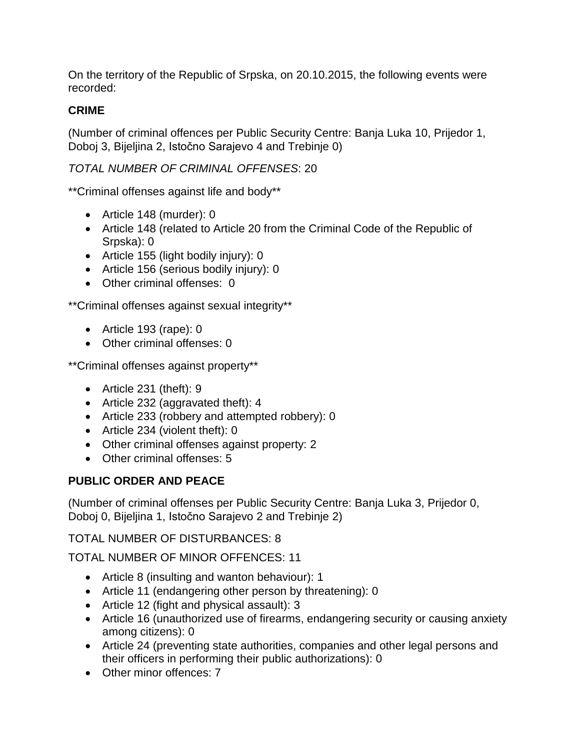On the territory of the Republic of Srpska, on 20.10.2015, the following events were recorded:

**CRIME**

(Number of criminal offences per Public Security Centre: Banja Luka 10, Prijedor 1, Doboj 3, Bijeljina 2, Istočno Sarajevo 4 and Trebinje 0)

*TOTAL NUMBER OF CRIMINAL OFFENSES*: 20

**Criminal offenses against life and body**

- Article 148 (murder): 0
- Article 148 (related to Article 20 from the Criminal Code of the Republic of Srpska): 0
- Article 155 (light bodily injury): 0
- Article 156 (serious bodily injury): 0
- Other criminal offenses: 0

**Criminal offenses against sexual integrity**

- Article 193 (rape): 0
- Other criminal offenses: 0

**Criminal offenses against property**

- Article 231 (theft): 9
- Article 232 (aggravated theft): 4
- Article 233 (robbery and attempted robbery): 0
- Article 234 (violent theft): 0
- Other criminal offenses against property: 2
- Other criminal offenses: 5

**PUBLIC ORDER AND PEACE**

(Number of criminal offenses per Public Security Centre: Banja Luka 3, Prijedor 0, Doboj 0, Bijeljina 1, Istočno Sarajevo 2 and Trebinje 2)

TOTAL NUMBER OF DISTURBANCES: 8

TOTAL NUMBER OF MINOR OFFENCES: 11

- Article 8 (insulting and wanton behaviour): 1
- Article 11 (endangering other person by threatening): 0
- Article 12 (fight and physical assault): 3
- Article 16 (unauthorized use of firearms, endangering security or causing anxiety among citizens): 0
- Article 24 (preventing state authorities, companies and other legal persons and their officers in performing their public authorizations): 0
- Other minor offences: 7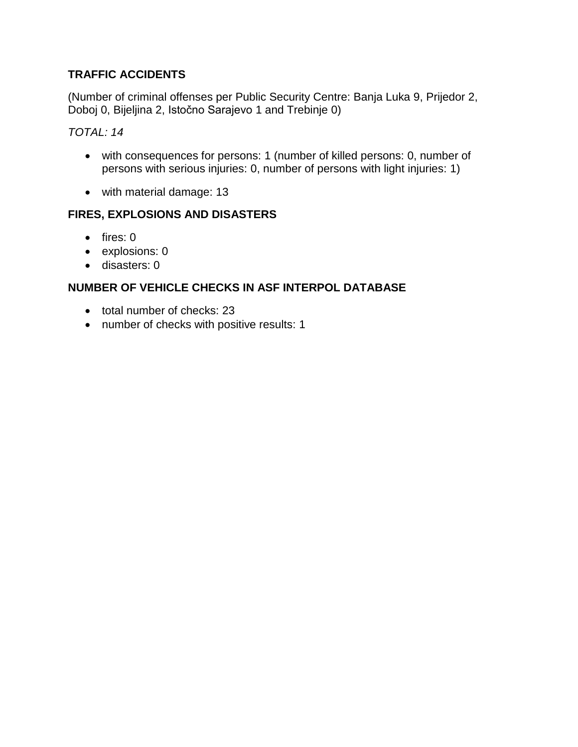## TRAFFIC ACCIDENTS

(Number of criminal offenses per Public Security Centre: Banja Luka 9, Prijedor 2, Doboj 0, Bijeljina 2, Istočno Sarajevo 1 and Trebinje 0)

*TOTAL: 14*

- with consequences for persons: 1 (number of killed persons: 0, number of persons with serious injuries: 0, number of persons with light injuries: 1)
- with material damage: 13

## FIRES, EXPLOSIONS AND DISASTERS

- fires: 0
- explosions: 0
- disasters: 0

## NUMBER OF VEHICLE CHECKS IN ASF INTERPOL DATABASE

- total number of checks: 23
- number of checks with positive results: 1